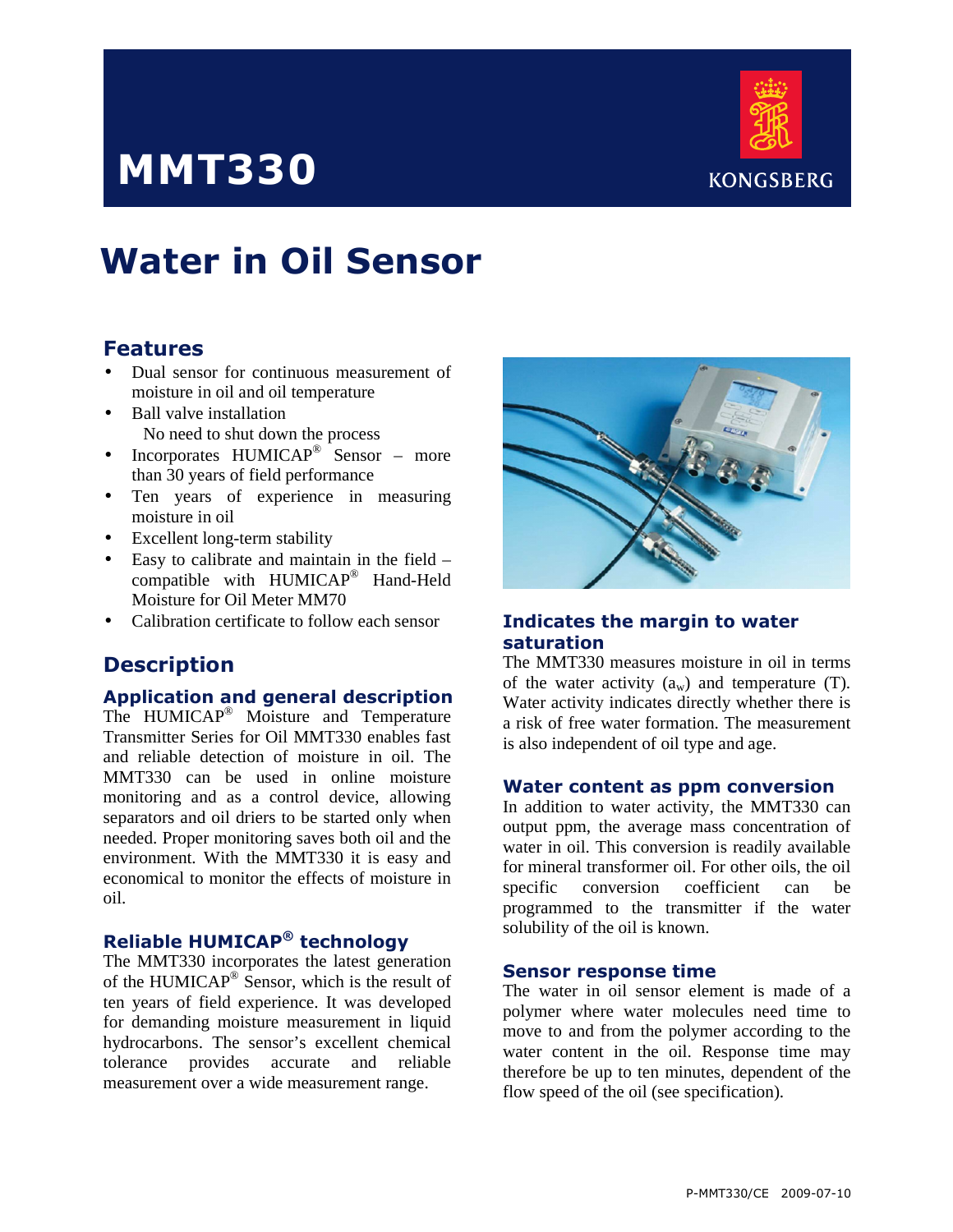# MMT330

KONGSBERG

# Water in Oil Sensor

## Features

- Dual sensor for continuous measurement of moisture in oil and oil temperature
- Ball valve installation
  No need to shut down the process
- Incorporates HUMICAP® Sensor – more than 30 years of field performance
- Ten years of experience in measuring moisture in oil
- Excellent long-term stability
- Easy to calibrate and maintain in the field – compatible with HUMICAP® Hand-Held Moisture for Oil Meter MM70
- Calibration certificate to follow each sensor

## Description

### Application and general description

The HUMICAP® Moisture and Temperature Transmitter Series for Oil MMT330 enables fast and reliable detection of moisture in oil. The MMT330 can be used in online moisture monitoring and as a control device, allowing separators and oil driers to be started only when needed. Proper monitoring saves both oil and the environment. With the MMT330 it is easy and economical to monitor the effects of moisture in oil.

### Reliable HUMICAP® technology

The MMT330 incorporates the latest generation of the HUMICAP® Sensor, which is the result of ten years of field experience. It was developed for demanding moisture measurement in liquid hydrocarbons. The sensor's excellent chemical tolerance provides accurate and reliable measurement over a wide measurement range.

### Indicates the margin to water saturation

The MMT330 measures moisture in oil in terms of the water activity ($a_w$) and temperature (T). Water activity indicates directly whether there is a risk of free water formation. The measurement is also independent of oil type and age.

### Water content as ppm conversion

In addition to water activity, the MMT330 can output ppm, the average mass concentration of water in oil. This conversion is readily available for mineral transformer oil. For other oils, the oil specific conversion coefficient can be programmed to the transmitter if the water solubility of the oil is known.

### Sensor response time

The water in oil sensor element is made of a polymer where water molecules need time to move to and from the polymer according to the water content in the oil. Response time may therefore be up to ten minutes, dependent of the flow speed of the oil (see specification).

P-MMT330/CE 2009-07-10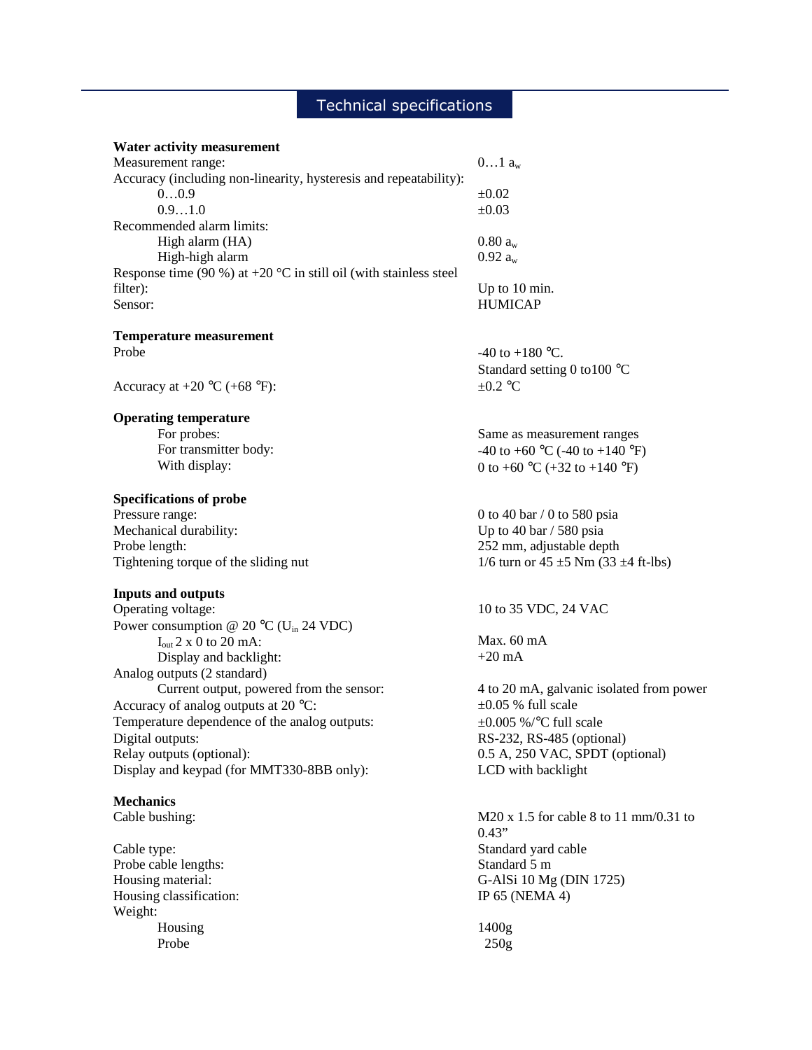## Technical specifications

| **Water activity measurement** | |
|---|---|
| Measurement range: | 0…1 $a_w$ |
| Accuracy (including non-linearity, hysteresis and repeatability): | |
| 0…0.9 | ±0.02 |
| 0.9…1.0 | ±0.03 |
| Recommended alarm limits: | |
| High alarm (HA) | 0.80 $a_w$ |
| High-high alarm | 0.92 $a_w$ |
| Response time (90 %) at +20 °C in still oil (with stainless steel filter): | Up to 10 min. |
| Sensor: | HUMICAP |
| **Temperature measurement** | |
| Probe | -40 to +180 °C. Standard setting 0 to100 °C |
| Accuracy at +20 °C (+68 °F): | ±0.2 °C |
| **Operating temperature** | |
| For probes: | Same as measurement ranges |
| For transmitter body: | -40 to +60 °C (-40 to +140 °F) |
| With display: | 0 to +60 °C (+32 to +140 °F) |
| **Specifications of probe** | |
| Pressure range: | 0 to 40 bar / 0 to 580 psia |
| Mechanical durability: | Up to 40 bar / 580 psia |
| Probe length: | 252 mm, adjustable depth |
| Tightening torque of the sliding nut | 1/6 turn or 45 ±5 Nm (33 ±4 ft-lbs) |
| **Inputs and outputs** | |
| Operating voltage: | 10 to 35 VDC, 24 VAC |
| Power consumption @ 20 °C ($U_{in}$ 24 VDC) | |
| $I_{out}$ 2 x 0 to 20 mA: | Max. 60 mA |
| Display and backlight: | +20 mA |
| Analog outputs (2 standard) | |
| Current output, powered from the sensor: | 4 to 20 mA, galvanic isolated from power |
| Accuracy of analog outputs at 20 °C: | ±0.05 % full scale |
| Temperature dependence of the analog outputs: | ±0.005 %/°C full scale |
| Digital outputs: | RS-232, RS-485 (optional) |
| Relay outputs (optional): | 0.5 A, 250 VAC, SPDT (optional) |
| Display and keypad (for MMT330-8BB only): | LCD with backlight |
| **Mechanics** | |
| Cable bushing: | M20 x 1.5 for cable 8 to 11 mm/0.31 to 0.43" |
| Cable type: | Standard yard cable |
| Probe cable lengths: | Standard 5 m |
| Housing material: | G-AlSi 10 Mg (DIN 1725) |
| Housing classification: | IP 65 (NEMA 4) |
| Weight: | |
| Housing | 1400g |
| Probe | 250g |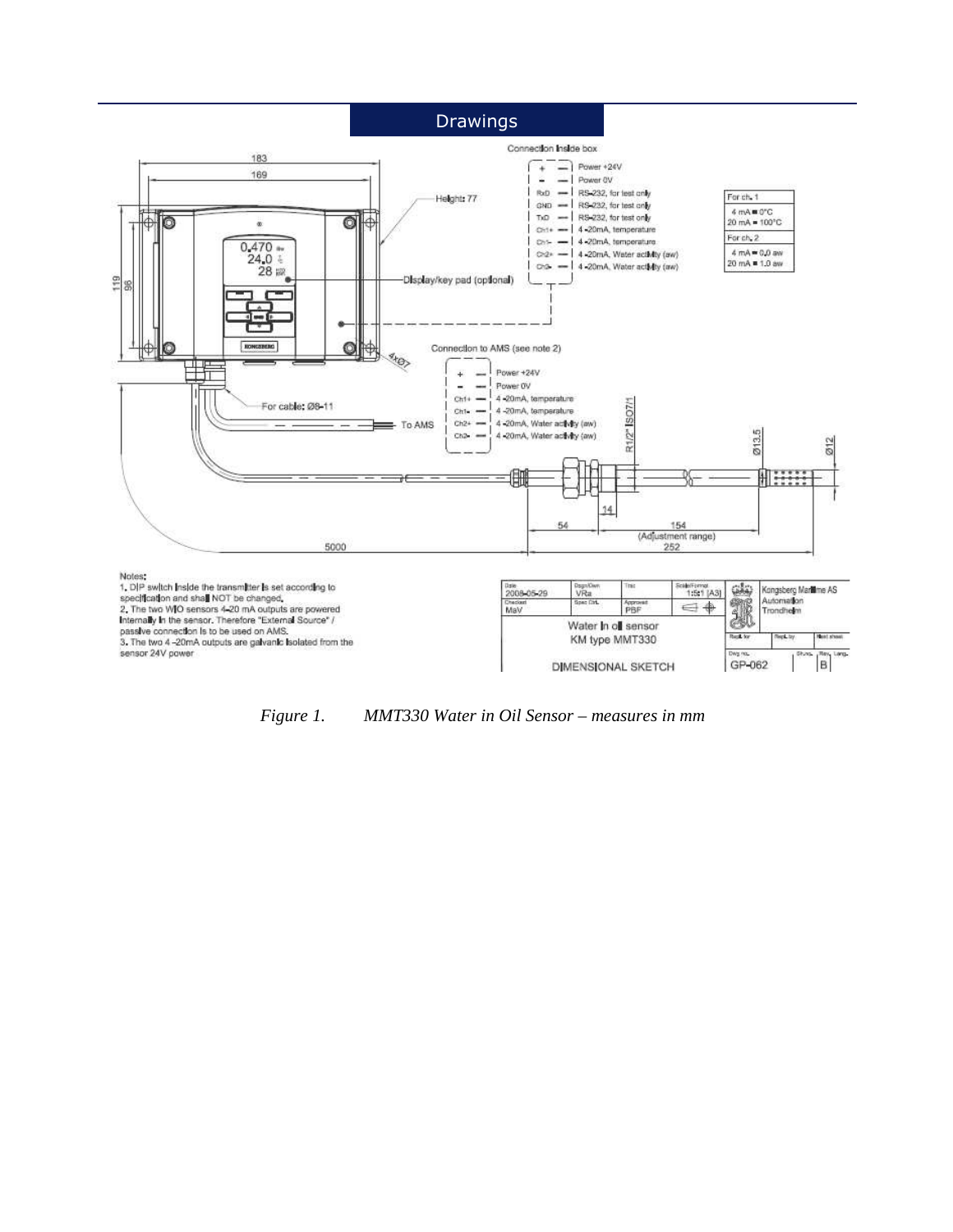## Drawings

Connection inside box

| | |
|---|---|
| + | Power +24V |
| – | Power 0V |
| RxD | RS-232, for test only |
| GND | RS-232, for test only |
| TxD | RS-232, for test only |
| Ch1+ | 4-20mA, temperature |
| Ch1- | 4-20mA, temperature |
| Ch2+ | 4-20mA, Water activity (aw) |
| Ch2- | 4-20mA, Water activity (aw) |

| For ch. 1 |
|---|
| 4 mA = 0°C |
| 20 mA = 100°C |
| **For ch. 2** |
| 4 mA = 0.0 aw |
| 20 mA = 1.0 aw |

Connection to AMS (see note 2)

| | |
|---|---|
| + | Power +24V |
| – | Power 0V |
| Ch1+ | 4-20mA, temperature |
| Ch1- | 4-20mA, temperature |
| Ch2+ | 4-20mA, Water activity (aw) |
| Ch2- | 4-20mA, Water activity (aw) |

183, 169, Height: 77, 119, 96, 4xØ7, Display/key pad (optional), For cable: Ø8-11, To AMS, R1/2" ISO7/1, Ø13.5, Ø12, 14, 54, 154 (Adjustment range), 252, 5000

Notes:
1. DIP switch inside the transmitter is set according to specification and shall NOT be changed.
2. The two W/O sensors 4-20 mA outputs are powered internally in the sensor. Therefore "External Source" / passive connection is to be used on AMS.
3. The two 4-20mA outputs are galvanic isolated from the sensor 24V power

| Date | Dsgn/Dwn | Titel | Scale/Format | Kongsberg Maritime AS Automation Trondheim |
|---|---|---|---|---|
| 2008-05-29 | VRa | | 1:5:1 [A3] | |
| Checked: MaV | Spec Ctrl. | Approved: PBF | | |
| Water in oil sensor KM type MMT330 | | | | |
| DIMENSIONAL SKETCH | | | | Dwg no. GP-062 Rev. B |

*Figure 1. MMT330 Water in Oil Sensor – measures in mm*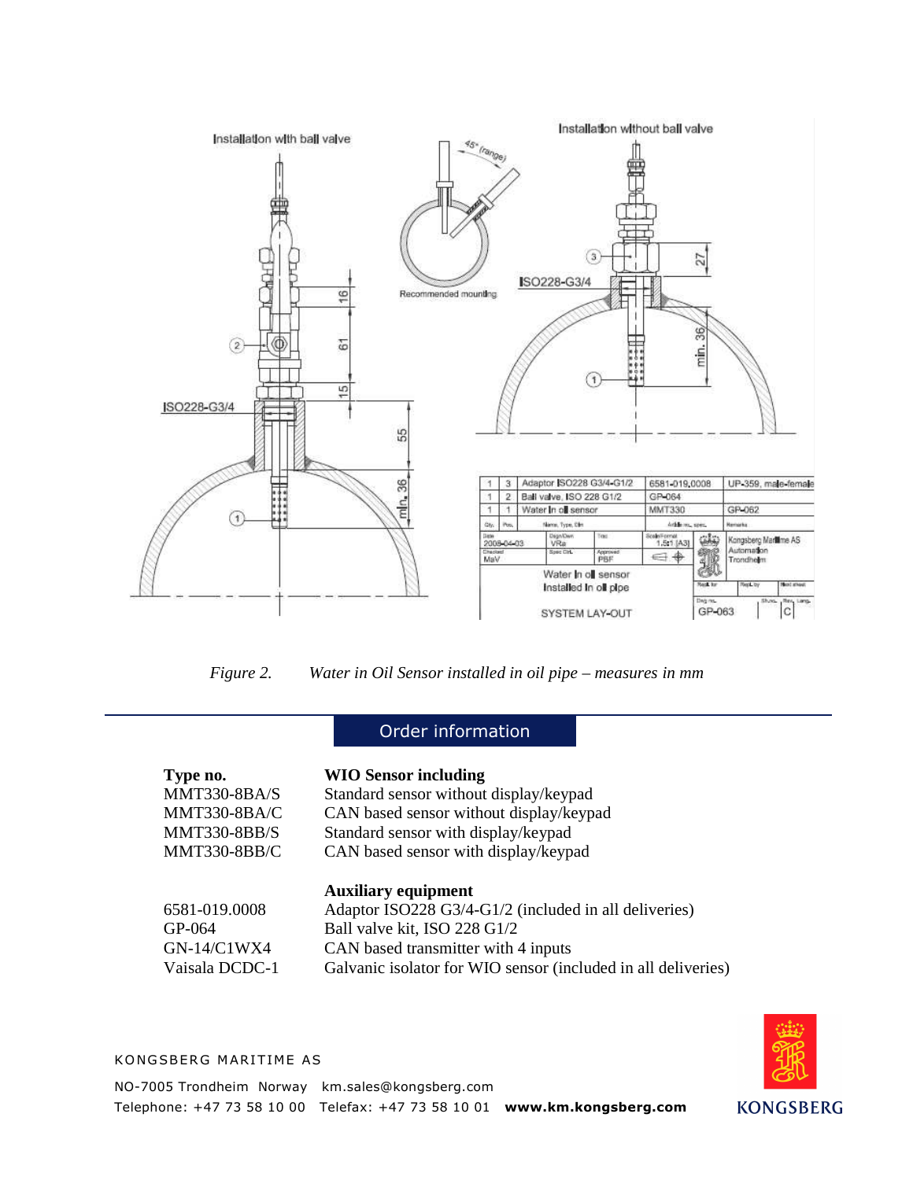Installation with ball valve

Installation without ball valve

45° (range)

Recommended mounting

ISO228-G3/4

ISO228-G3/4

16

61

15

55

min. 36

27

min. 36

| | | | | |
|---|---|---|---|---|
| 1 | 3 | Adaptor ISO228 G3/4-G1/2 | 6581-019.0008 | UP-359, male-female |
| 1 | 2 | Ball valve, ISO 228 G1/2 | GP-064 | |
| 1 | 1 | Water in oil sensor | MMT330 | GP-062 |
| Qty. | Pos. | Name, Type, Dim | Article no., spec. | Remarks |

Date 2008-04-03 | Dsgn/Dwn VRa | Scale/Format 1.5:1 [A3] | Kongsberg Maritime AS Automation Trondheim

Checked MaV | Approved PBF

Water in oil sensor installed in oil pipe

SYSTEM LAY-OUT

Dwg no. GP-063 | Rev. C

*Figure 2. Water in Oil Sensor installed in oil pipe – measures in mm*

## Order information

| **Type no.** | **WIO Sensor including** |
|---|---|
| MMT330-8BA/S | Standard sensor without display/keypad |
| MMT330-8BA/C | CAN based sensor without display/keypad |
| MMT330-8BB/S | Standard sensor with display/keypad |
| MMT330-8BB/C | CAN based sensor with display/keypad |
| | **Auxiliary equipment** |
| 6581-019.0008 | Adaptor ISO228 G3/4-G1/2 (included in all deliveries) |
| GP-064 | Ball valve kit, ISO 228 G1/2 |
| GN-14/C1WX4 | CAN based transmitter with 4 inputs |
| Vaisala DCDC-1 | Galvanic isolator for WIO sensor (included in all deliveries) |

KONGSBERG MARITIME AS

NO-7005 Trondheim Norway km.sales@kongsberg.com
Telephone: +47 73 58 10 00 Telefax: +47 73 58 10 01 **www.km.kongsberg.com**

KONGSBERG